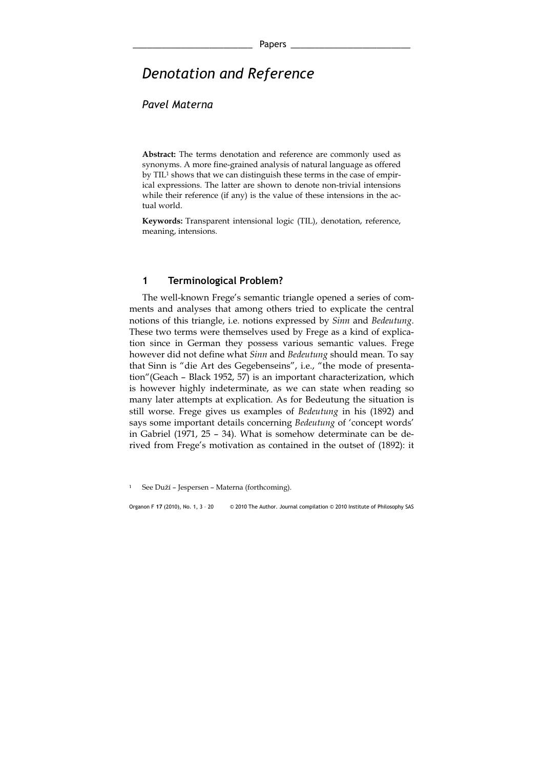# *Denotation and Reference*

*Pavel Materna*

**Abstract:** The terms denotation and reference are commonly used as synonyms. A more fine-grained analysis of natural language as offered by TIL[1] shows that we can distinguish these terms in the case of empirical expressions. The latter are shown to denote non-trivial intensions while their reference (if any) is the value of these intensions in the actual world.

**Keywords:** Transparent intensional logic (TIL), denotation, reference, meaning, intensions.

## 1 Terminological Problem?

The well-known Frege's semantic triangle opened a series of comments and analyses that among others tried to explicate the central notions of this triangle, i.e. notions expressed by *Sinn* and *Bedeutung*. These two terms were themselves used by Frege as a kind of explication since in German they possess various semantic values. Frege however did not define what *Sinn* and *Bedeutung* should mean. To say that Sinn is "die Art des Gegebenseins", i.e., "the mode of presentation"(Geach – Black 1952, 57) is an important characterization, which is however highly indeterminate, as we can state when reading so many later attempts at explication. As for Bedeutung the situation is still worse. Frege gives us examples of *Bedeutung* in his (1892) and says some important details concerning *Bedeutung* of 'concept words' in Gabriel (1971, 25 – 34). What is somehow determinate can be derived from Frege's motivation as contained in the outset of (1892): it

[1] See Duží – Jespersen – Materna (forthcoming).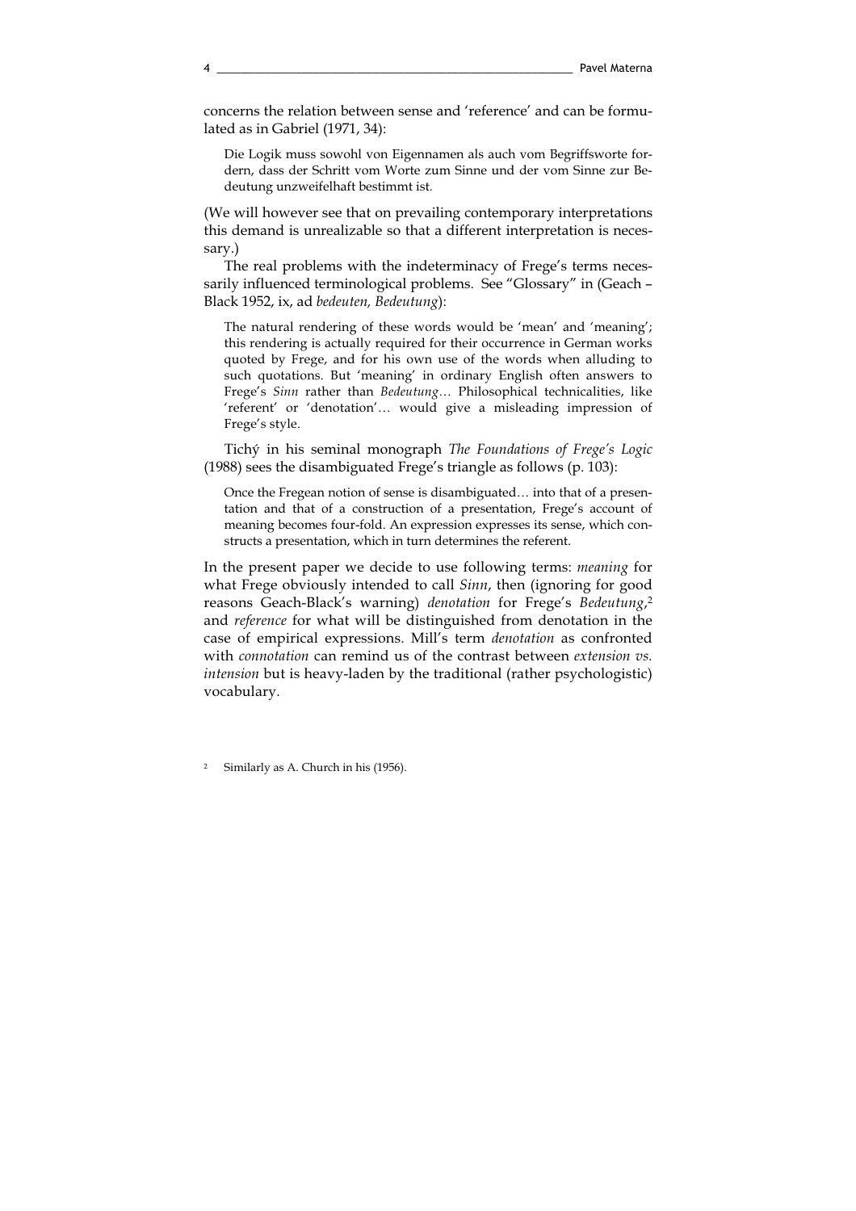concerns the relation between sense and 'reference' and can be formulated as in Gabriel (1971, 34):

> Die Logik muss sowohl von Eigennamen als auch vom Begriffsworte fordern, dass der Schritt vom Worte zum Sinne und der vom Sinne zur Bedeutung unzweifelhaft bestimmt ist.

(We will however see that on prevailing contemporary interpretations this demand is unrealizable so that a different interpretation is necessary.)

The real problems with the indeterminacy of Frege's terms necessarily influenced terminological problems. See "Glossary" in (Geach – Black 1952, ix, ad *bedeuten, Bedeutung*):

> The natural rendering of these words would be 'mean' and 'meaning'; this rendering is actually required for their occurrence in German works quoted by Frege, and for his own use of the words when alluding to such quotations. But 'meaning' in ordinary English often answers to Frege's *Sinn* rather than *Bedeutung*… Philosophical technicalities, like 'referent' or 'denotation'… would give a misleading impression of Frege's style.

Tichý in his seminal monograph *The Foundations of Frege's Logic* (1988) sees the disambiguated Frege's triangle as follows (p. 103):

> Once the Fregean notion of sense is disambiguated… into that of a presentation and that of a construction of a presentation, Frege's account of meaning becomes four-fold. An expression expresses its sense, which constructs a presentation, which in turn determines the referent.

In the present paper we decide to use following terms: *meaning* for what Frege obviously intended to call *Sinn*, then (ignoring for good reasons Geach-Black's warning) *denotation* for Frege's *Bedeutung*,[2] and *reference* for what will be distinguished from denotation in the case of empirical expressions. Mill's term *denotation* as confronted with *connotation* can remind us of the contrast between *extension vs. intension* but is heavy-laden by the traditional (rather psychologistic) vocabulary.

[2] Similarly as A. Church in his (1956).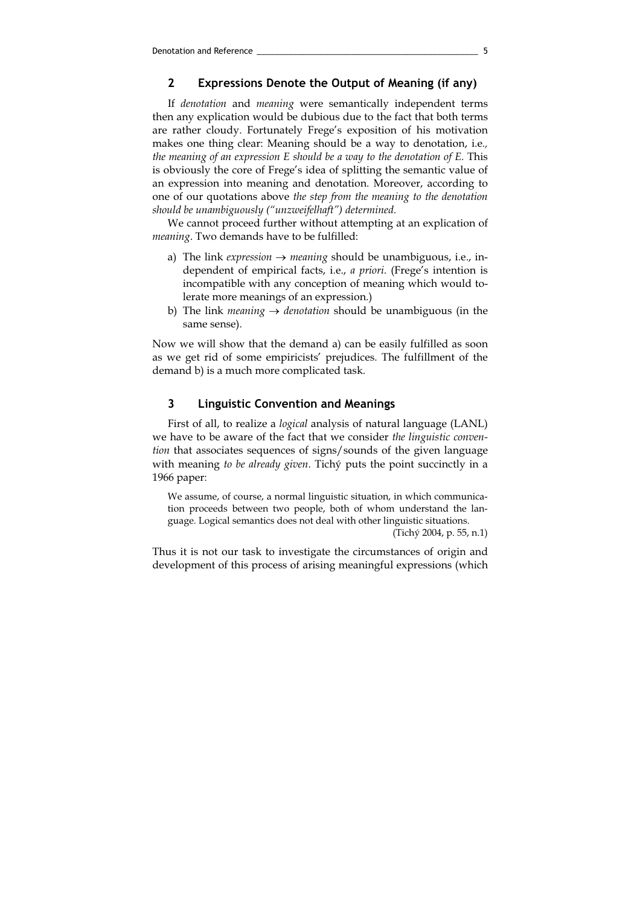## 2 Expressions Denote the Output of Meaning (if any)

If *denotation* and *meaning* were semantically independent terms then any explication would be dubious due to the fact that both terms are rather cloudy. Fortunately Frege's exposition of his motivation makes one thing clear: Meaning should be a way to denotation, i.e., *the meaning of an expression E should be a way to the denotation of E.* This is obviously the core of Frege's idea of splitting the semantic value of an expression into meaning and denotation. Moreover, according to one of our quotations above *the step from the meaning to the denotation should be unambiguously ("unzweifelhaft") determined.*

We cannot proceed further without attempting at an explication of *meaning*. Two demands have to be fulfilled:

a) The link *expression* $\rightarrow$ *meaning* should be unambiguous, i.e., independent of empirical facts, i.e., *a priori.* (Frege's intention is incompatible with any conception of meaning which would tolerate more meanings of an expression.)
b) The link *meaning* $\rightarrow$ *denotation* should be unambiguous (in the same sense).

Now we will show that the demand a) can be easily fulfilled as soon as we get rid of some empiricists' prejudices. The fulfillment of the demand b) is a much more complicated task.

## 3 Linguistic Convention and Meanings

First of all, to realize a *logical* analysis of natural language (LANL) we have to be aware of the fact that we consider *the linguistic convention* that associates sequences of signs/sounds of the given language with meaning *to be already given*. Tichý puts the point succinctly in a 1966 paper:

> We assume, of course, a normal linguistic situation, in which communication proceeds between two people, both of whom understand the language. Logical semantics does not deal with other linguistic situations.
> (Tichý 2004, p. 55, n.1)

Thus it is not our task to investigate the circumstances of origin and development of this process of arising meaningful expressions (which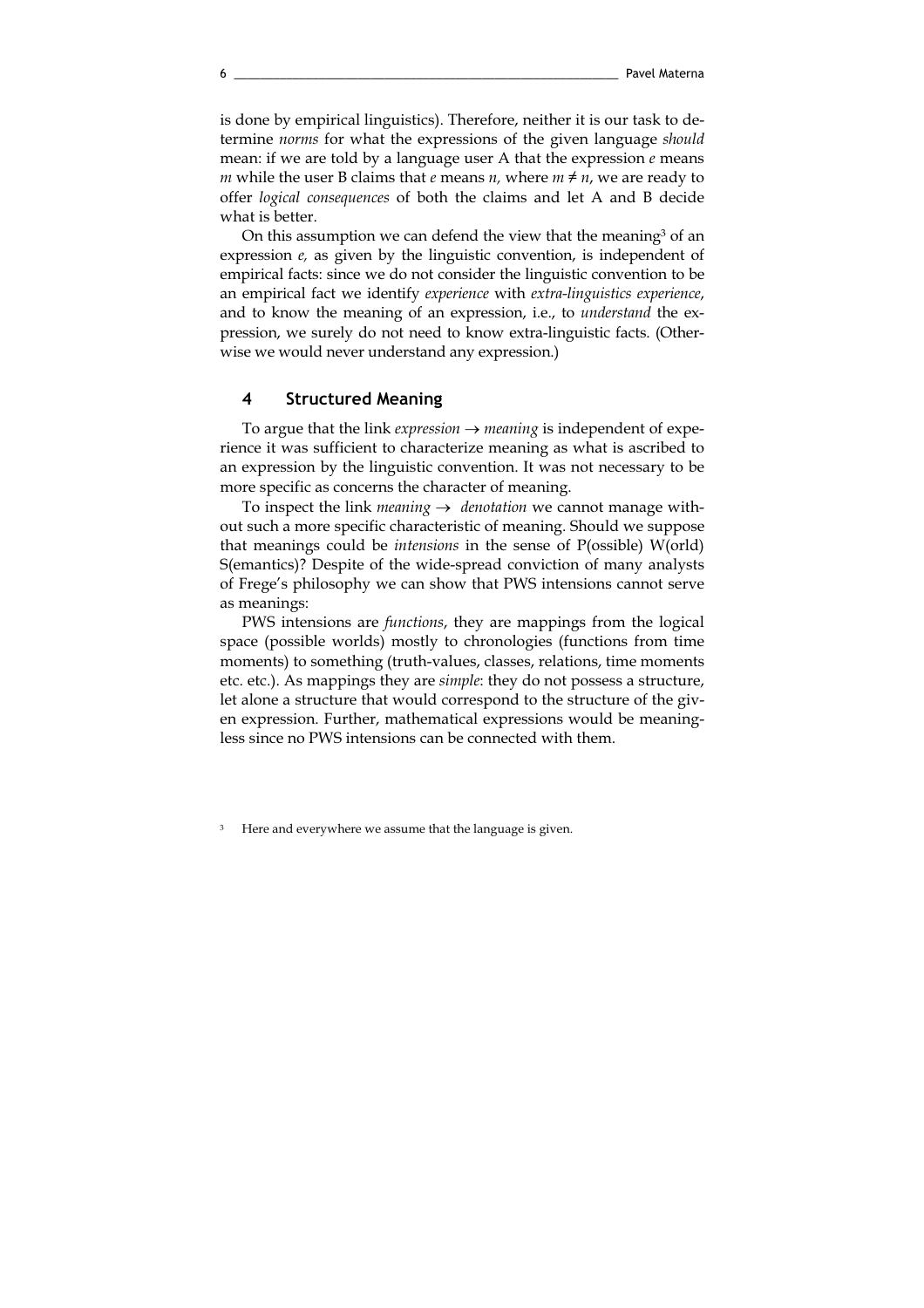is done by empirical linguistics). Therefore, neither it is our task to determine *norms* for what the expressions of the given language *should* mean: if we are told by a language user A that the expression *e* means *m* while the user B claims that *e* means *n,* where $m \neq n$, we are ready to offer *logical consequences* of both the claims and let A and B decide what is better.

On this assumption we can defend the view that the meaning[3] of an expression *e,* as given by the linguistic convention, is independent of empirical facts: since we do not consider the linguistic convention to be an empirical fact we identify *experience* with *extra-linguistics experience*, and to know the meaning of an expression, i.e., to *understand* the expression, we surely do not need to know extra-linguistic facts. (Otherwise we would never understand any expression.)

## 4 Structured Meaning

To argue that the link *expression* → *meaning* is independent of experience it was sufficient to characterize meaning as what is ascribed to an expression by the linguistic convention. It was not necessary to be more specific as concerns the character of meaning.

To inspect the link *meaning* → *denotation* we cannot manage without such a more specific characteristic of meaning. Should we suppose that meanings could be *intensions* in the sense of P(ossible) W(orld) S(emantics)? Despite of the wide-spread conviction of many analysts of Frege's philosophy we can show that PWS intensions cannot serve as meanings:

PWS intensions are *functions*, they are mappings from the logical space (possible worlds) mostly to chronologies (functions from time moments) to something (truth-values, classes, relations, time moments etc. etc.). As mappings they are *simple*: they do not possess a structure, let alone a structure that would correspond to the structure of the given expression. Further, mathematical expressions would be meaningless since no PWS intensions can be connected with them.

[3] Here and everywhere we assume that the language is given.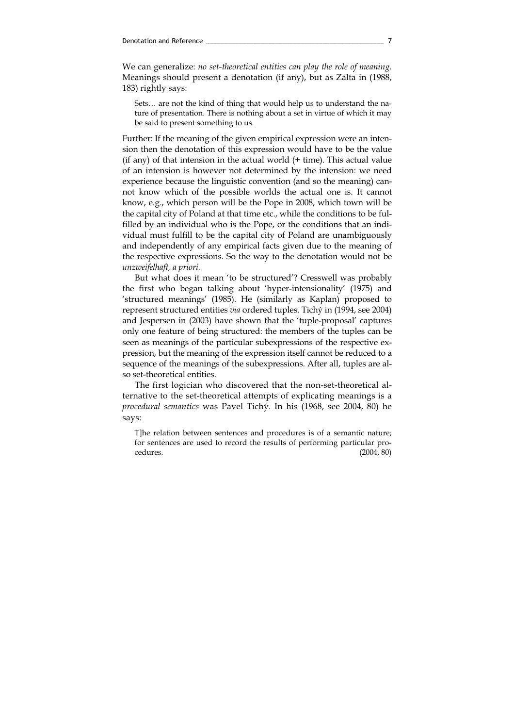We can generalize: *no set-theoretical entities can play the role of meaning.* Meanings should present a denotation (if any), but as Zalta in (1988, 183) rightly says:

> Sets… are not the kind of thing that would help us to understand the nature of presentation. There is nothing about a set in virtue of which it may be said to present something to us.

Further: If the meaning of the given empirical expression were an intension then the denotation of this expression would have to be the value (if any) of that intension in the actual world (+ time). This actual value of an intension is however not determined by the intension: we need experience because the linguistic convention (and so the meaning) cannot know which of the possible worlds the actual one is. It cannot know, e.g., which person will be the Pope in 2008, which town will be the capital city of Poland at that time etc., while the conditions to be fulfilled by an individual who is the Pope, or the conditions that an individual must fulfill to be the capital city of Poland are unambiguously and independently of any empirical facts given due to the meaning of the respective expressions. So the way to the denotation would not be *unzweifelhaft, a priori.*

But what does it mean 'to be structured'? Cresswell was probably the first who began talking about 'hyper-intensionality' (1975) and 'structured meanings' (1985). He (similarly as Kaplan) proposed to represent structured entities *via* ordered tuples. Tichý in (1994, see 2004) and Jespersen in (2003) have shown that the 'tuple-proposal' captures only one feature of being structured: the members of the tuples can be seen as meanings of the particular subexpressions of the respective expression, but the meaning of the expression itself cannot be reduced to a sequence of the meanings of the subexpressions. After all, tuples are also set-theoretical entities.

The first logician who discovered that the non-set-theoretical alternative to the set-theoretical attempts of explicating meanings is a *procedural semantics* was Pavel Tichý. In his (1968, see 2004, 80) he says:

> T]he relation between sentences and procedures is of a semantic nature; for sentences are used to record the results of performing particular procedures. (2004, 80)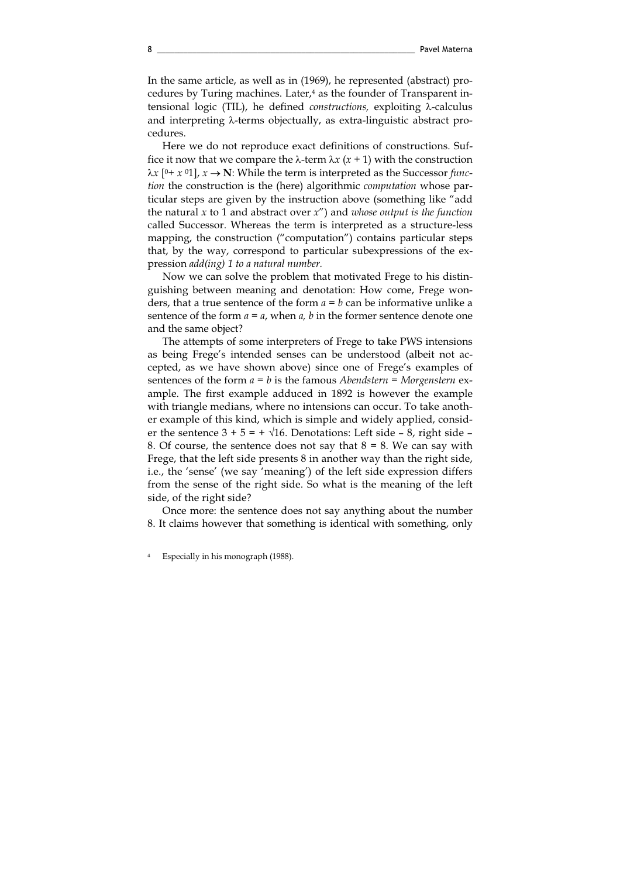In the same article, as well as in (1969), he represented (abstract) procedures by Turing machines. Later,[4] as the founder of Transparent intensional logic (TIL), he defined *constructions,* exploiting λ-calculus and interpreting λ-terms objectually, as extra-linguistic abstract procedures.

Here we do not reproduce exact definitions of constructions. Suffice it now that we compare the λ-term $\lambda x\,(x + 1)$ with the construction $\lambda x\,[{}^0{+}\; x\; {}^0 1]$, $x \rightarrow \mathbf{N}$: While the term is interpreted as the Successor *function* the construction is the (here) algorithmic *computation* whose particular steps are given by the instruction above (something like "add the natural $x$ to 1 and abstract over $x$") and *whose output is the function* called Successor. Whereas the term is interpreted as a structure-less mapping, the construction ("computation") contains particular steps that, by the way, correspond to particular subexpressions of the expression *add(ing) 1 to a natural number.*

Now we can solve the problem that motivated Frege to his distinguishing between meaning and denotation: How come, Frege wonders, that a true sentence of the form $a = b$ can be informative unlike a sentence of the form $a = a$, when $a$, $b$ in the former sentence denote one and the same object?

The attempts of some interpreters of Frege to take PWS intensions as being Frege's intended senses can be understood (albeit not accepted, as we have shown above) since one of Frege's examples of sentences of the form $a = b$ is the famous *Abendstern = Morgenstern* example. The first example adduced in 1892 is however the example with triangle medians, where no intensions can occur. To take another example of this kind, which is simple and widely applied, consider the sentence $3 + 5 = +\sqrt{16}$. Denotations: Left side – 8, right side – 8. Of course, the sentence does not say that $8 = 8$. We can say with Frege, that the left side presents 8 in another way than the right side, i.e., the 'sense' (we say 'meaning') of the left side expression differs from the sense of the right side. So what is the meaning of the left side, of the right side?

Once more: the sentence does not say anything about the number 8. It claims however that something is identical with something, only

[4] Especially in his monograph (1988).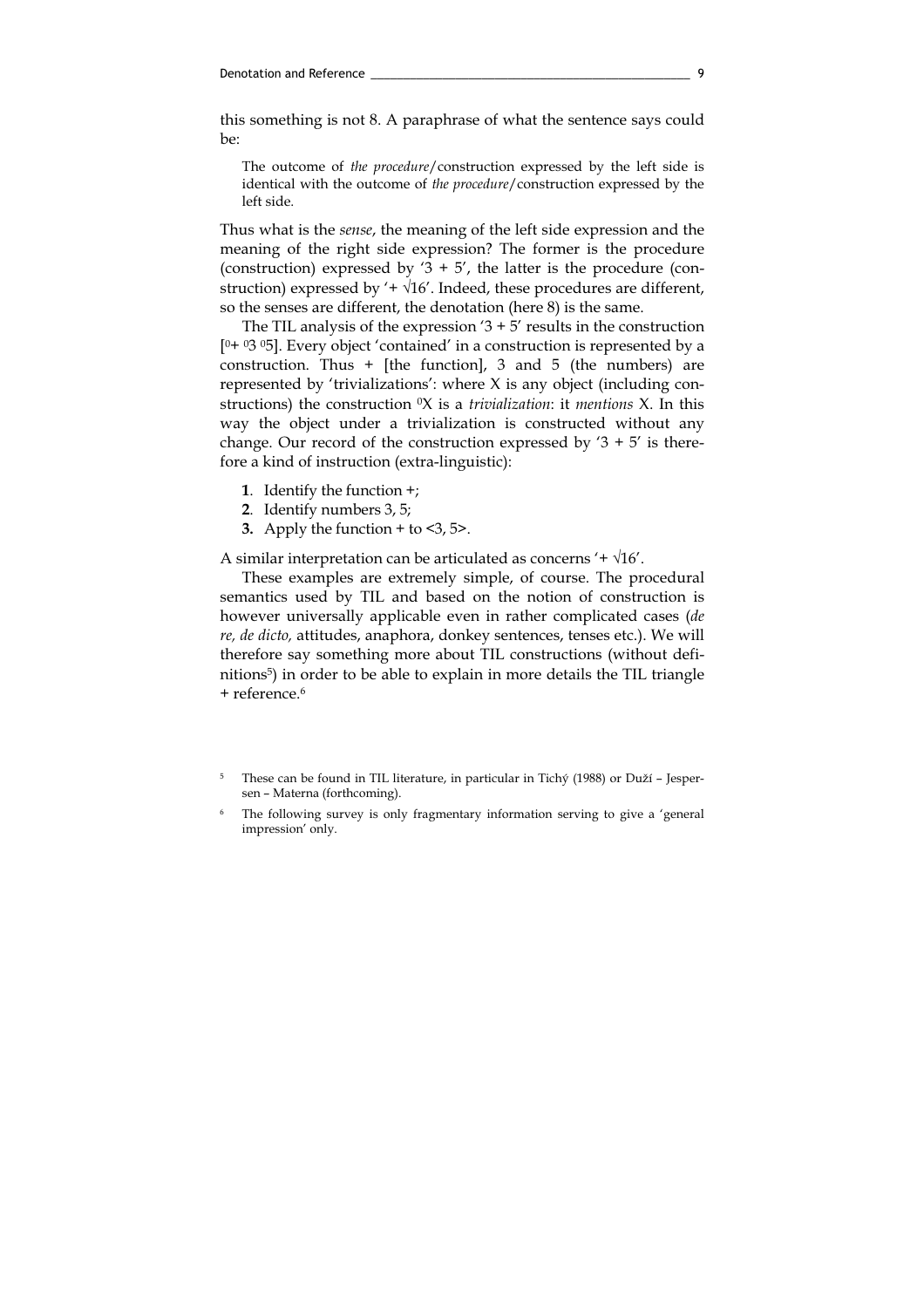this something is not 8. A paraphrase of what the sentence says could be:

> The outcome of *the procedure*/construction expressed by the left side is identical with the outcome of *the procedure*/construction expressed by the left side.

Thus what is the *sense*, the meaning of the left side expression and the meaning of the right side expression? The former is the procedure (construction) expressed by '3 + 5', the latter is the procedure (construction) expressed by '+ √16'. Indeed, these procedures are different, so the senses are different, the denotation (here 8) is the same.

The TIL analysis of the expression '3 + 5' results in the construction $[^0\!+\ ^0\!3\ ^0\!5]$. Every object 'contained' in a construction is represented by a construction. Thus + [the function], 3 and 5 (the numbers) are represented by 'trivializations': where X is any object (including constructions) the construction $^0X$ is a *trivialization*: it *mentions* X. In this way the object under a trivialization is constructed without any change. Our record of the construction expressed by '3 + 5' is therefore a kind of instruction (extra-linguistic):

**1**. Identify the function +;
**2**. Identify numbers 3, 5;
**3.** Apply the function + to <3, 5>.

A similar interpretation can be articulated as concerns '+ √16'.

These examples are extremely simple, of course. The procedural semantics used by TIL and based on the notion of construction is however universally applicable even in rather complicated cases (*de re, de dicto,* attitudes, anaphora, donkey sentences, tenses etc.). We will therefore say something more about TIL constructions (without definitions[5]) in order to be able to explain in more details the TIL triangle + reference.[6]

[5] These can be found in TIL literature, in particular in Tichý (1988) or Duží – Jespersen – Materna (forthcoming).

[6] The following survey is only fragmentary information serving to give a 'general impression' only.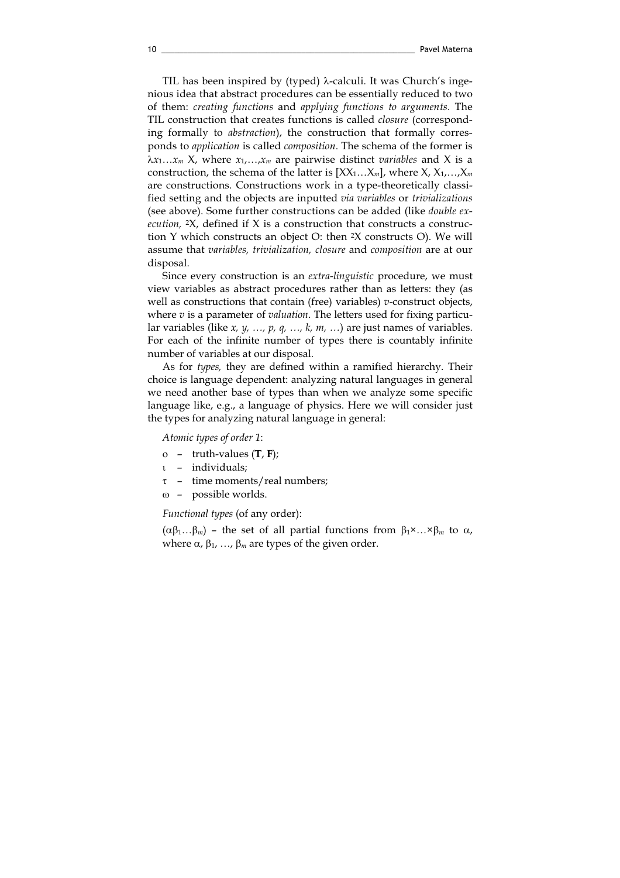TIL has been inspired by (typed) λ-calculi. It was Church's ingenious idea that abstract procedures can be essentially reduced to two of them: *creating functions* and *applying functions to arguments.* The TIL construction that creates functions is called *closure* (corresponding formally to *abstraction*), the construction that formally corresponds to *application* is called *composition*. The schema of the former is $\lambda x_1 \ldots x_m$ X, where $x_1, \ldots, x_m$ are pairwise distinct *variables* and X is a construction, the schema of the latter is $[\mathrm{X}\mathrm{X}_1 \ldots \mathrm{X}_m]$, where X, $\mathrm{X}_1, \ldots, \mathrm{X}_m$ are constructions. Constructions work in a type-theoretically classified setting and the objects are inputted *via variables* or *trivializations* (see above). Some further constructions can be added (like *double execution,* $^2$X, defined if X is a construction that constructs a construction Y which constructs an object O: then $^2$X constructs O). We will assume that *variables, trivialization, closure* and *composition* are at our disposal.

Since every construction is an *extra-linguistic* procedure, we must view variables as abstract procedures rather than as letters: they (as well as constructions that contain (free) variables) *v*-construct objects, where *v* is a parameter of *valuation*. The letters used for fixing particular variables (like *x, y, …, p, q, …, k, m, …*) are just names of variables. For each of the infinite number of types there is countably infinite number of variables at our disposal.

As for *types,* they are defined within a ramified hierarchy. Their choice is language dependent: analyzing natural languages in general we need another base of types than when we analyze some specific language like, e.g., a language of physics. Here we will consider just the types for analyzing natural language in general:

*Atomic types of order 1*:

- ο – truth-values (**T**, **F**);
- ι – individuals;
- τ – time moments/real numbers;
- ω – possible worlds.

*Functional types* (of any order):

$(\alpha\beta_1 \ldots \beta_m)$ – the set of all partial functions from $\beta_1 \times \ldots \times \beta_m$ to $\alpha$, where $\alpha, \beta_1, \ldots, \beta_m$ are types of the given order.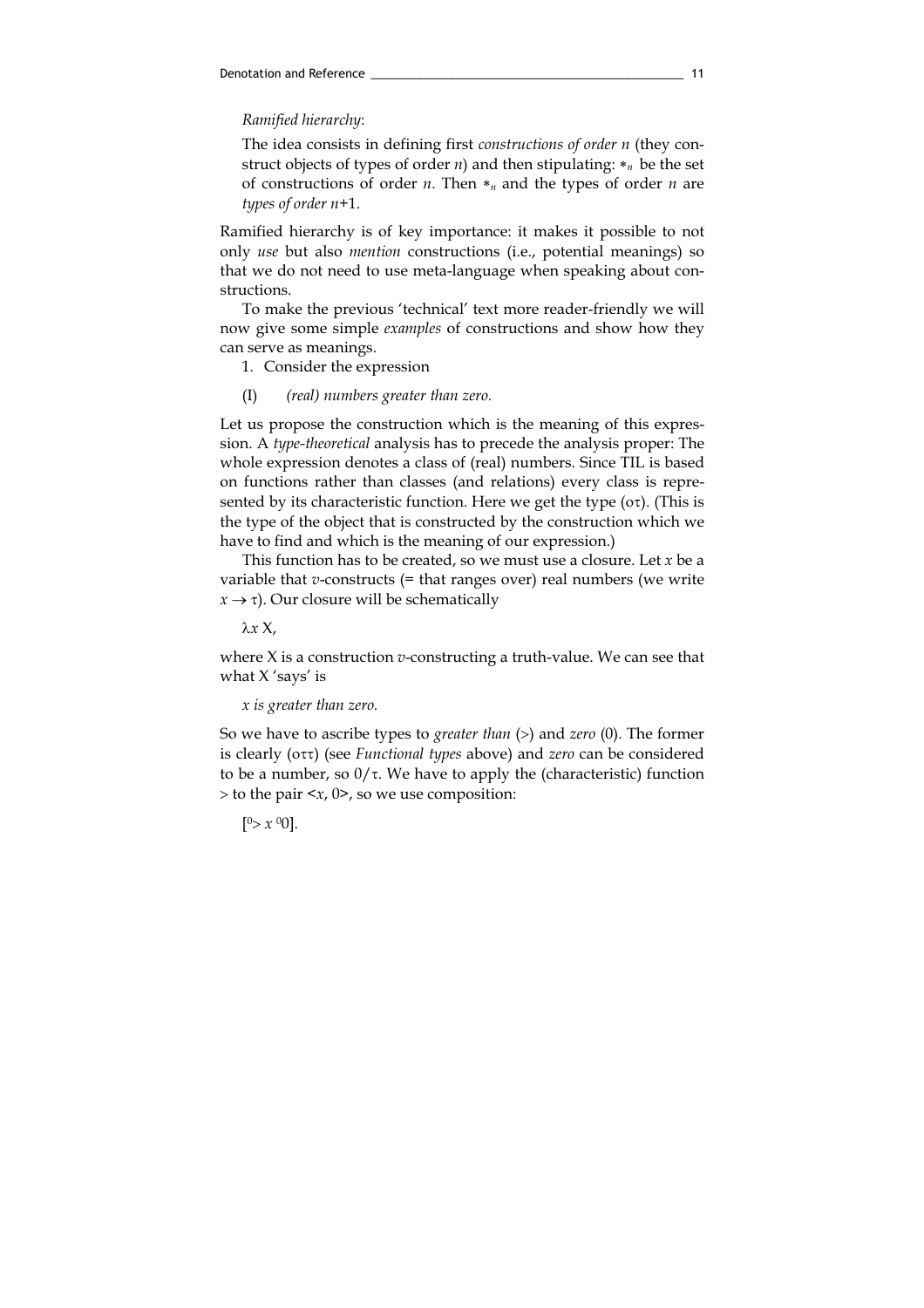*Ramified hierarchy*:

The idea consists in defining first *constructions of order n* (they construct objects of types of order *n*) and then stipulating: $*_n$ be the set of constructions of order *n*. Then $*_n$ and the types of order *n* are *types of order n*+1.

Ramified hierarchy is of key importance: it makes it possible to not only *use* but also *mention* constructions (i.e., potential meanings) so that we do not need to use meta-language when speaking about constructions.

To make the previous 'technical' text more reader-friendly we will now give some simple *examples* of constructions and show how they can serve as meanings.

1. Consider the expression

(I) *(real) numbers greater than zero.*

Let us propose the construction which is the meaning of this expression. A *type-theoretical* analysis has to precede the analysis proper: The whole expression denotes a class of (real) numbers. Since TIL is based on functions rather than classes (and relations) every class is represented by its characteristic function. Here we get the type ($o\tau$). (This is the type of the object that is constructed by the construction which we have to find and which is the meaning of our expression.)

This function has to be created, so we must use a closure. Let *x* be a variable that *v*-constructs (= that ranges over) real numbers (we write $x \to \tau$). Our closure will be schematically

$\lambda x$ X,

where X is a construction *v*-constructing a truth-value. We can see that what X 'says' is

*x is greater than zero.*

So we have to ascribe types to *greater than* (>) and *zero* (0). The former is clearly ($o\tau\tau$) (see *Functional types* above) and *zero* can be considered to be a number, so $0/\tau$. We have to apply the (characteristic) function > to the pair <*x*, 0>, so we use composition:

$[{}^0{>}\ x\ {}^0 0]$.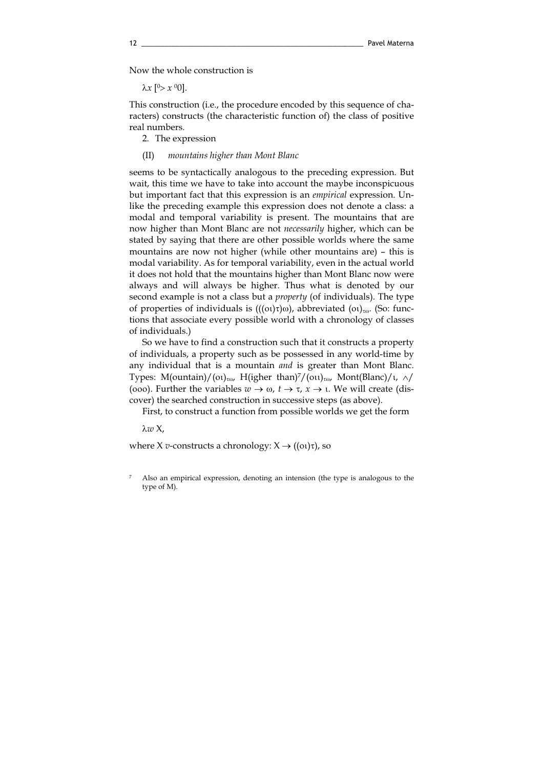Now the whole construction is

$\lambda x\ [{}^0\!> x\ {}^0 0]$.

This construction (i.e., the procedure encoded by this sequence of characters) constructs (the characteristic function of) the class of positive real numbers.

2. The expression

(II) *mountains higher than Mont Blanc*

seems to be syntactically analogous to the preceding expression. But wait, this time we have to take into account the maybe inconspicuous but important fact that this expression is an *empirical* expression. Unlike the preceding example this expression does not denote a class: a modal and temporal variability is present. The mountains that are now higher than Mont Blanc are not *necessarily* higher, which can be stated by saying that there are other possible worlds where the same mountains are now not higher (while other mountains are) – this is modal variability. As for temporal variability, even in the actual world it does not hold that the mountains higher than Mont Blanc now were always and will always be higher. Thus what is denoted by our second example is not a class but a *property* (of individuals). The type of properties of individuals is $(((o\iota)\tau)\omega)$, abbreviated $(o\iota)_{\tau\omega}$. (So: functions that associate every possible world with a chronology of classes of individuals.)

So we have to find a construction such that it constructs a property of individuals, a property such as be possessed in any world-time by any individual that is a mountain *and* is greater than Mont Blanc. Types: M(ountain)/$(o\iota)_{\tau\omega}$, H(igher than)[7]/$(o\iota\iota)_{\tau\omega}$, Mont(Blanc)/$\iota$, $\wedge$/$(ooo)$. Further the variables $w \rightarrow \omega$, $t \rightarrow \tau$, $x \rightarrow \iota$. We will create (discover) the searched construction in successive steps (as above).

First, to construct a function from possible worlds we get the form

$\lambda w\ X$,

where X *v*-constructs a chronology: $X \rightarrow ((o\iota)\tau)$, so

[7] Also an empirical expression, denoting an intension (the type is analogous to the type of M).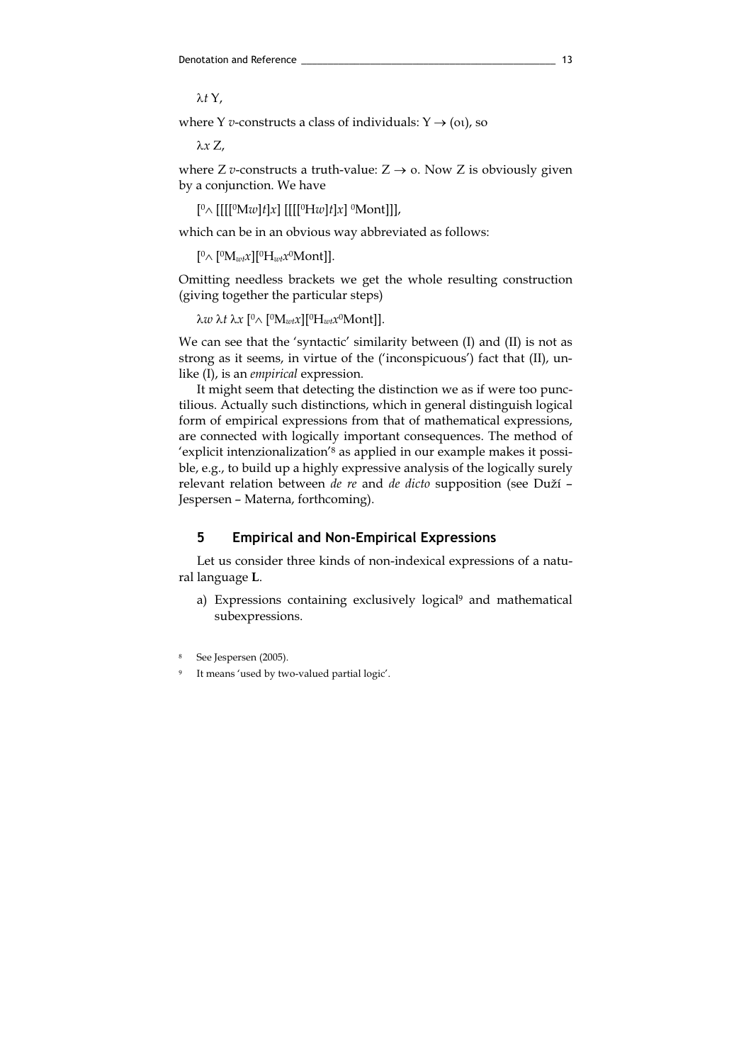$\lambda t$ Y,

where Y $v$-constructs a class of individuals: $Y \rightarrow (o\iota)$, so

$\lambda x$ Z,

where Z $v$-constructs a truth-value: $Z \rightarrow o$. Now Z is obviously given by a conjunction. We have

$[{}^0\wedge [[[[{}^0\text{M}w]t]x] [[[[{}^0\text{H}w]t]x] \ {}^0\text{Mont}]]]$,

which can be in an obvious way abbreviated as follows:

$[{}^0\wedge [{}^0\text{M}_{wt}x][{}^0\text{H}_{wt}x{}^0\text{Mont}]]$.

Omitting needless brackets we get the whole resulting construction (giving together the particular steps)

$\lambda w \, \lambda t \, \lambda x \, [{}^0\wedge [{}^0\text{M}_{wt}x][{}^0\text{H}_{wt}x{}^0\text{Mont}]]$.

We can see that the 'syntactic' similarity between (I) and (II) is not as strong as it seems, in virtue of the ('inconspicuous') fact that (II), unlike (I), is an *empirical* expression.

It might seem that detecting the distinction we as if were too punctilious. Actually such distinctions, which in general distinguish logical form of empirical expressions from that of mathematical expressions, are connected with logically important consequences. The method of 'explicit intenzionalization'[8] as applied in our example makes it possible, e.g., to build up a highly expressive analysis of the logically surely relevant relation between *de re* and *de dicto* supposition (see Duží – Jespersen – Materna, forthcoming).

## 5 Empirical and Non-Empirical Expressions

Let us consider three kinds of non-indexical expressions of a natural language **L**.

a) Expressions containing exclusively logical[9] and mathematical subexpressions.

---

[8] See Jespersen (2005).

[9] It means 'used by two-valued partial logic'.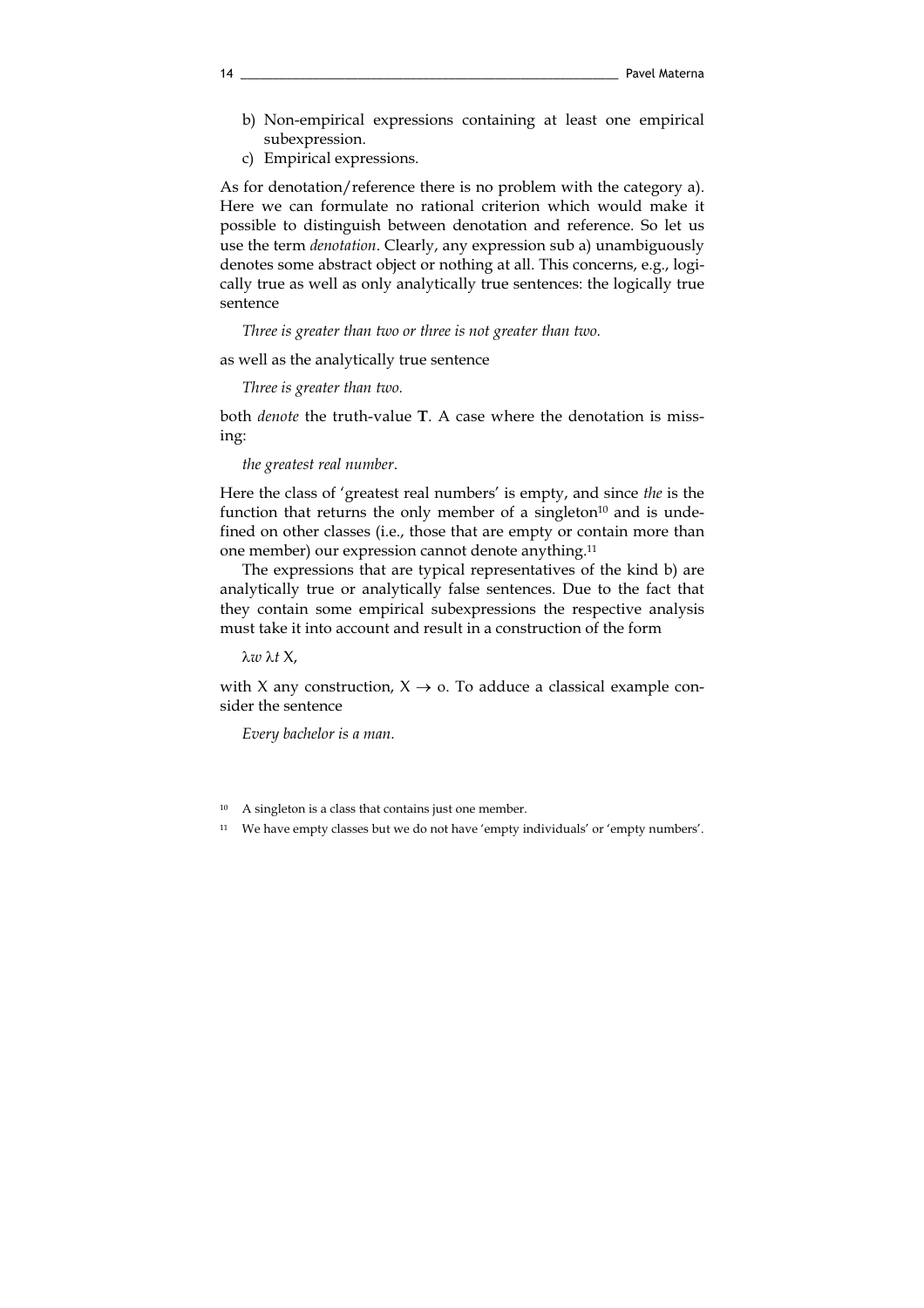b) Non-empirical expressions containing at least one empirical subexpression.
c) Empirical expressions.

As for denotation/reference there is no problem with the category a). Here we can formulate no rational criterion which would make it possible to distinguish between denotation and reference. So let us use the term *denotation*. Clearly, any expression sub a) unambiguously denotes some abstract object or nothing at all. This concerns, e.g., logically true as well as only analytically true sentences: the logically true sentence

*Three is greater than two or three is not greater than two.*

as well as the analytically true sentence

*Three is greater than two.*

both *denote* the truth-value **T**. A case where the denotation is missing:

*the greatest real number*.

Here the class of 'greatest real numbers' is empty, and since *the* is the function that returns the only member of a singleton[10] and is undefined on other classes (i.e., those that are empty or contain more than one member) our expression cannot denote anything.[11]

The expressions that are typical representatives of the kind b) are analytically true or analytically false sentences. Due to the fact that they contain some empirical subexpressions the respective analysis must take it into account and result in a construction of the form

$\lambda w\, \lambda t\, X$,

with X any construction, $X \rightarrow o$. To adduce a classical example consider the sentence

*Every bachelor is a man*.

[10] A singleton is a class that contains just one member.

[11] We have empty classes but we do not have 'empty individuals' or 'empty numbers'.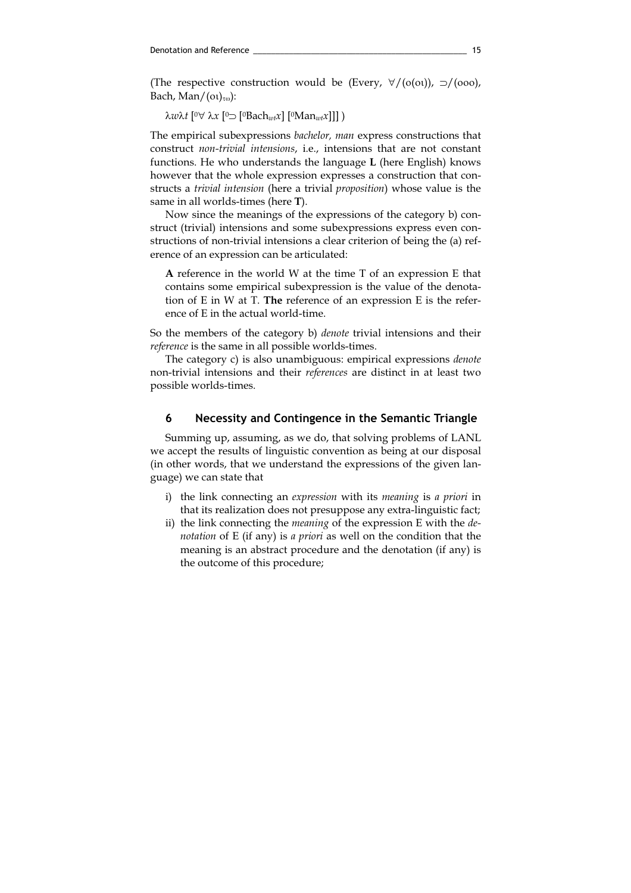(The respective construction would be (Every, $\forall/(o(o\iota))$, $\supset/(ooo)$, Bach, $\mathrm{Man}/(o\iota)_{\tau\omega}$):

$\lambda w\lambda t\ [{}^0\forall\ \lambda x\ [{}^0\supset [{}^0\mathrm{Bach}_{wt}x]\ [{}^0\mathrm{Man}_{wt}x]]]$ )

The empirical subexpressions *bachelor, man* express constructions that construct *non-trivial intensions*, i.e., intensions that are not constant functions. He who understands the language **L** (here English) knows however that the whole expression expresses a construction that constructs a *trivial intension* (here a trivial *proposition*) whose value is the same in all worlds-times (here **T**).

Now since the meanings of the expressions of the category b) construct (trivial) intensions and some subexpressions express even constructions of non-trivial intensions a clear criterion of being the (a) reference of an expression can be articulated:

> **A** reference in the world W at the time T of an expression E that contains some empirical subexpression is the value of the denotation of E in W at T. **The** reference of an expression E is the reference of E in the actual world-time.

So the members of the category b) *denote* trivial intensions and their *reference* is the same in all possible worlds-times.

The category c) is also unambiguous: empirical expressions *denote* non-trivial intensions and their *references* are distinct in at least two possible worlds-times.

## 6 Necessity and Contingence in the Semantic Triangle

Summing up, assuming, as we do, that solving problems of LANL we accept the results of linguistic convention as being at our disposal (in other words, that we understand the expressions of the given language) we can state that

i) the link connecting an *expression* with its *meaning* is *a priori* in that its realization does not presuppose any extra-linguistic fact;
ii) the link connecting the *meaning* of the expression E with the *denotation* of E (if any) is *a priori* as well on the condition that the meaning is an abstract procedure and the denotation (if any) is the outcome of this procedure;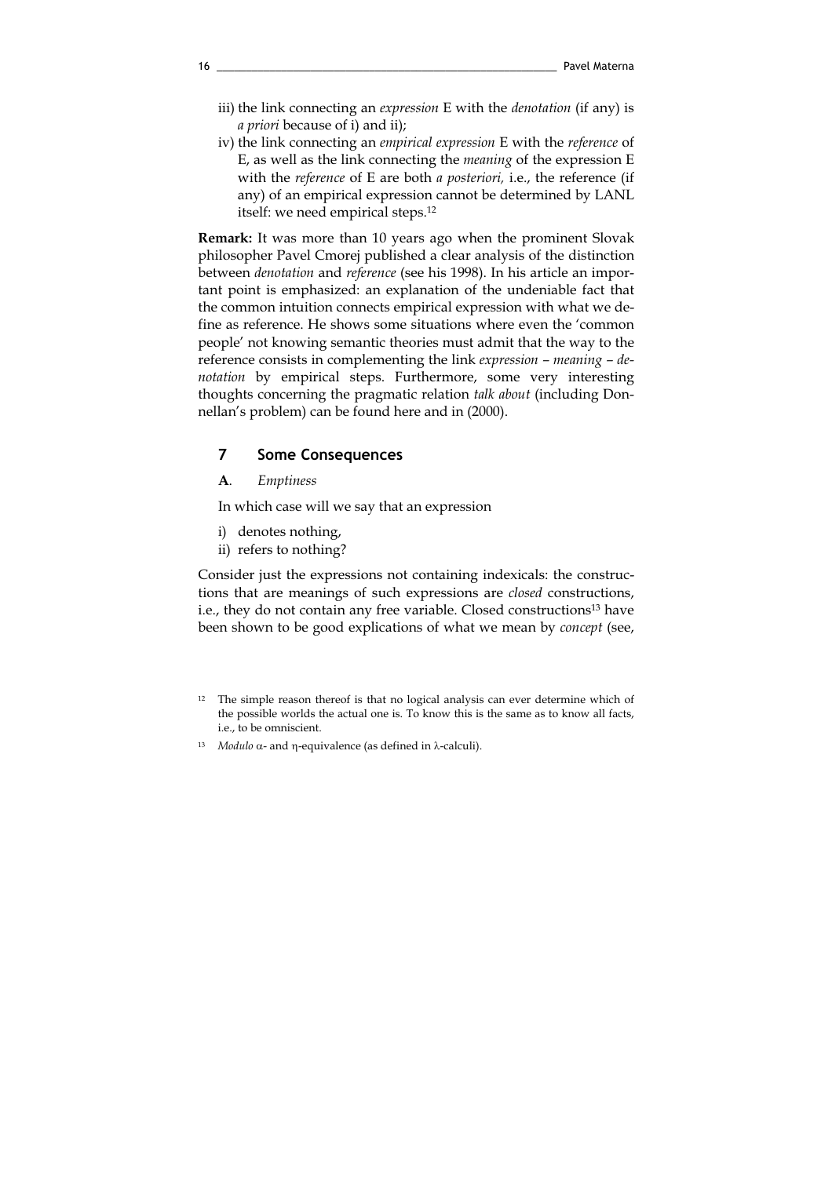iii) the link connecting an *expression* E with the *denotation* (if any) is *a priori* because of i) and ii);

iv) the link connecting an *empirical expression* E with the *reference* of E, as well as the link connecting the *meaning* of the expression E with the *reference* of E are both *a posteriori,* i.e., the reference (if any) of an empirical expression cannot be determined by LANL itself: we need empirical steps.[12]

**Remark:** It was more than 10 years ago when the prominent Slovak philosopher Pavel Cmorej published a clear analysis of the distinction between *denotation* and *reference* (see his 1998). In his article an important point is emphasized: an explanation of the undeniable fact that the common intuition connects empirical expression with what we define as reference. He shows some situations where even the 'common people' not knowing semantic theories must admit that the way to the reference consists in complementing the link *expression – meaning – denotation* by empirical steps. Furthermore, some very interesting thoughts concerning the pragmatic relation *talk about* (including Donnellan's problem) can be found here and in (2000).

## 7 Some Consequences

**A**. *Emptiness*

In which case will we say that an expression

i) denotes nothing,
ii) refers to nothing?

Consider just the expressions not containing indexicals: the constructions that are meanings of such expressions are *closed* constructions, i.e., they do not contain any free variable. Closed constructions[13] have been shown to be good explications of what we mean by *concept* (see,

[12] The simple reason thereof is that no logical analysis can ever determine which of the possible worlds the actual one is. To know this is the same as to know all facts, i.e., to be omniscient.

[13] *Modulo* $\alpha$- and $\eta$-equivalence (as defined in $\lambda$-calculi).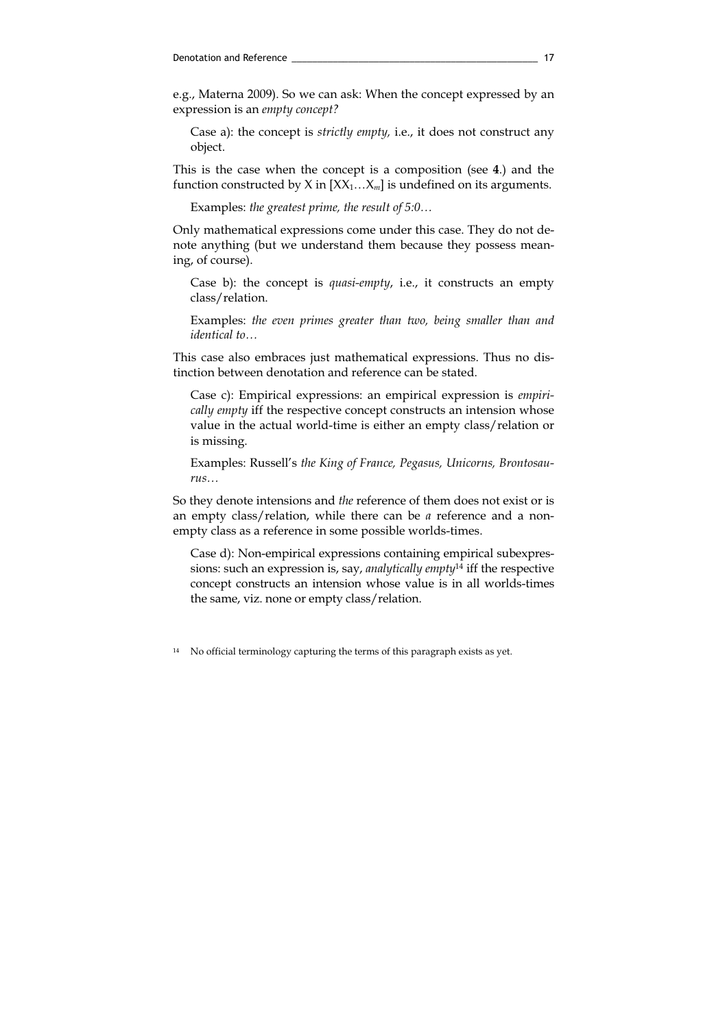e.g., Materna 2009). So we can ask: When the concept expressed by an expression is an *empty concept?*

> Case a): the concept is *strictly empty,* i.e., it does not construct any object.

This is the case when the concept is a composition (see **4**.) and the function constructed by X in $[XX_1\ldots X_m]$ is undefined on its arguments.

> Examples: *the greatest prime, the result of 5:0…*

Only mathematical expressions come under this case. They do not denote anything (but we understand them because they possess meaning, of course).

> Case b): the concept is *quasi-empty*, i.e., it constructs an empty class/relation.
>
> Examples: *the even primes greater than two, being smaller than and identical to…*

This case also embraces just mathematical expressions. Thus no distinction between denotation and reference can be stated.

> Case c): Empirical expressions: an empirical expression is *empirically empty* iff the respective concept constructs an intension whose value in the actual world-time is either an empty class/relation or is missing.
>
> Examples: Russell's *the King of France, Pegasus, Unicorns, Brontosaurus…*

So they denote intensions and *the* reference of them does not exist or is an empty class/relation, while there can be *a* reference and a non-empty class as a reference in some possible worlds-times.

> Case d): Non-empirical expressions containing empirical subexpressions: such an expression is, say, *analytically empty*[14] iff the respective concept constructs an intension whose value is in all worlds-times the same, viz. none or empty class/relation.

[14] No official terminology capturing the terms of this paragraph exists as yet.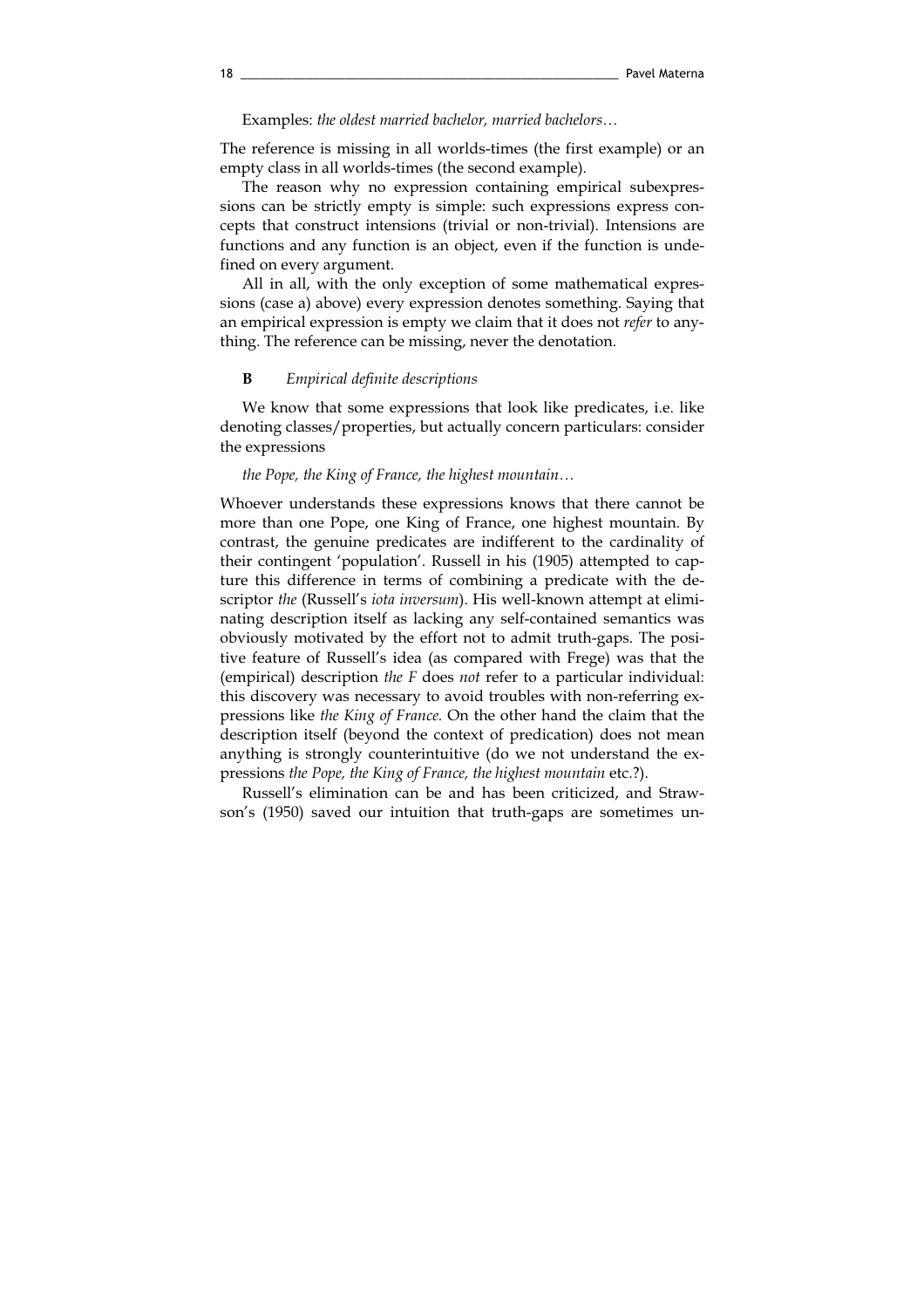Examples: *the oldest married bachelor, married bachelors…*

The reference is missing in all worlds-times (the first example) or an empty class in all worlds-times (the second example).

The reason why no expression containing empirical subexpressions can be strictly empty is simple: such expressions express concepts that construct intensions (trivial or non-trivial). Intensions are functions and any function is an object, even if the function is undefined on every argument.

All in all, with the only exception of some mathematical expressions (case a) above) every expression denotes something. Saying that an empirical expression is empty we claim that it does not *refer* to anything. The reference can be missing, never the denotation.

**B** *Empirical definite descriptions*

We know that some expressions that look like predicates, i.e. like denoting classes/properties, but actually concern particulars: consider the expressions

*the Pope, the King of France, the highest mountain…*

Whoever understands these expressions knows that there cannot be more than one Pope, one King of France, one highest mountain. By contrast, the genuine predicates are indifferent to the cardinality of their contingent 'population'. Russell in his (1905) attempted to capture this difference in terms of combining a predicate with the descriptor *the* (Russell's *iota inversum*). His well-known attempt at eliminating description itself as lacking any self-contained semantics was obviously motivated by the effort not to admit truth-gaps. The positive feature of Russell's idea (as compared with Frege) was that the (empirical) description *the F* does *not* refer to a particular individual: this discovery was necessary to avoid troubles with non-referring expressions like *the King of France*. On the other hand the claim that the description itself (beyond the context of predication) does not mean anything is strongly counterintuitive (do we not understand the expressions *the Pope, the King of France, the highest mountain* etc.?).

Russell's elimination can be and has been criticized, and Strawson's (1950) saved our intuition that truth-gaps are sometimes un-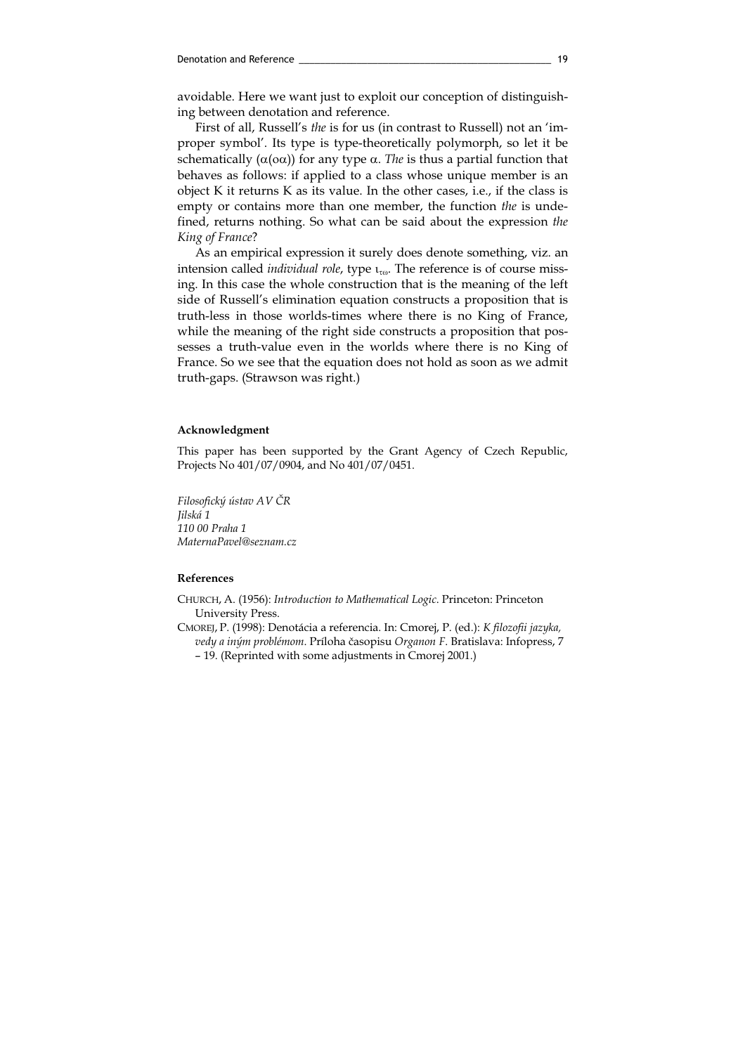avoidable. Here we want just to exploit our conception of distinguishing between denotation and reference.

First of all, Russell's *the* is for us (in contrast to Russell) not an 'improper symbol'. Its type is type-theoretically polymorph, so let it be schematically $(\alpha(o\alpha))$ for any type $\alpha$. *The* is thus a partial function that behaves as follows: if applied to a class whose unique member is an object K it returns K as its value. In the other cases, i.e., if the class is empty or contains more than one member, the function *the* is undefined, returns nothing. So what can be said about the expression *the King of France*?

As an empirical expression it surely does denote something, viz. an intension called *individual role*, type $\iota_{\tau\omega}$. The reference is of course missing. In this case the whole construction that is the meaning of the left side of Russell's elimination equation constructs a proposition that is truth-less in those worlds-times where there is no King of France, while the meaning of the right side constructs a proposition that possesses a truth-value even in the worlds where there is no King of France. So we see that the equation does not hold as soon as we admit truth-gaps. (Strawson was right.)

**Acknowledgment**

This paper has been supported by the Grant Agency of Czech Republic, Projects No 401/07/0904, and No 401/07/0451.

*Filosofický ústav AV ČR*
*Jilská 1*
*110 00 Praha 1*
*MaternaPavel@seznam.cz*

**References**

CHURCH, A. (1956): *Introduction to Mathematical Logic*. Princeton: Princeton University Press.

CMOREJ, P. (1998): Denotácia a referencia. In: Cmorej, P. (ed.): *K filozofii jazyka, vedy a iným problémom*. Príloha časopisu *Organon F*. Bratislava: Infopress, 7 – 19. (Reprinted with some adjustments in Cmorej 2001.)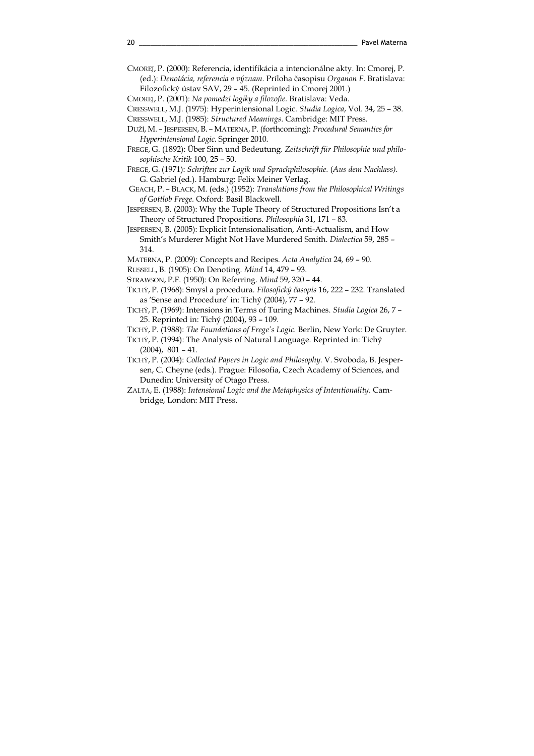CMOREJ, P. (2000): Referencia, identifikácia a intencionálne akty. In: Cmorej, P. (ed.): *Denotácia, referencia a význam*. Príloha časopisu *Organon F*. Bratislava: Filozofický ústav SAV, 29 – 45. (Reprinted in Cmorej 2001.)

CMOREJ, P. (2001): *Na pomedzí logiky a filozofie.* Bratislava: Veda.

CRESSWELL, M.J. (1975): Hyperintensional Logic. *Studia Logica*, Vol. 34, 25 – 38.

CRESSWELL, M.J. (1985): *Structured Meanings.* Cambridge: MIT Press.

DUŽÍ, M. – JESPERSEN, B. – MATERNA, P. (forthcoming): *Procedural Semantics for Hyperintensional Logic.* Springer 2010.

FREGE, G. (1892): Über Sinn und Bedeutung. *Zeitschrift für Philosophie und philosophische Kritik* 100, 25 – 50.

FREGE, G. (1971): *Schriften zur Logik und Sprachphilosophie.* (*Aus dem Nachlass).* G. Gabriel (ed.). Hamburg: Felix Meiner Verlag.

GEACH, P. – BLACK, M. (eds.) (1952): *Translations from the Philosophical Writings of Gottlob Frege.* Oxford: Basil Blackwell.

JESPERSEN, B. (2003): Why the Tuple Theory of Structured Propositions Isn't a Theory of Structured Propositions. *Philosophia* 31, 171 – 83.

JESPERSEN, B. (2005): Explicit Intensionalisation, Anti-Actualism, and How Smith's Murderer Might Not Have Murdered Smith. *Dialectica* 59, 285 – 314.

MATERNA, P. (2009): Concepts and Recipes. *Acta Analytica* 24*,* 69 – 90.

RUSSELL, B. (1905): On Denoting. *Mind* 14, 479 – 93.

STRAWSON, P.F. (1950): On Referring. *Mind* 59, 320 – 44.

TICHÝ, P. (1968): Smysl a procedura. *Filosofický časopis* 16, 222 – 232. Translated as 'Sense and Procedure' in: Tichý (2004), 77 – 92.

TICHÝ, P. (1969): Intensions in Terms of Turing Machines. *Studia Logica* 26, 7 – 25. Reprinted in: Tichý (2004), 93 – 109.

TICHÝ, P. (1988): *The Foundations of Frege's Logic.* Berlin, New York: De Gruyter.

TICHÝ, P. (1994): The Analysis of Natural Language. Reprinted in: Tichý (2004), 801 – 41.

TICHÝ, P. (2004): *Collected Papers in Logic and Philosophy.* V. Svoboda, B. Jespersen, C. Cheyne (eds.). Prague: Filosofia, Czech Academy of Sciences, and Dunedin: University of Otago Press.

ZALTA, E. (1988): *Intensional Logic and the Metaphysics of Intentionality*. Cambridge, London: MIT Press.